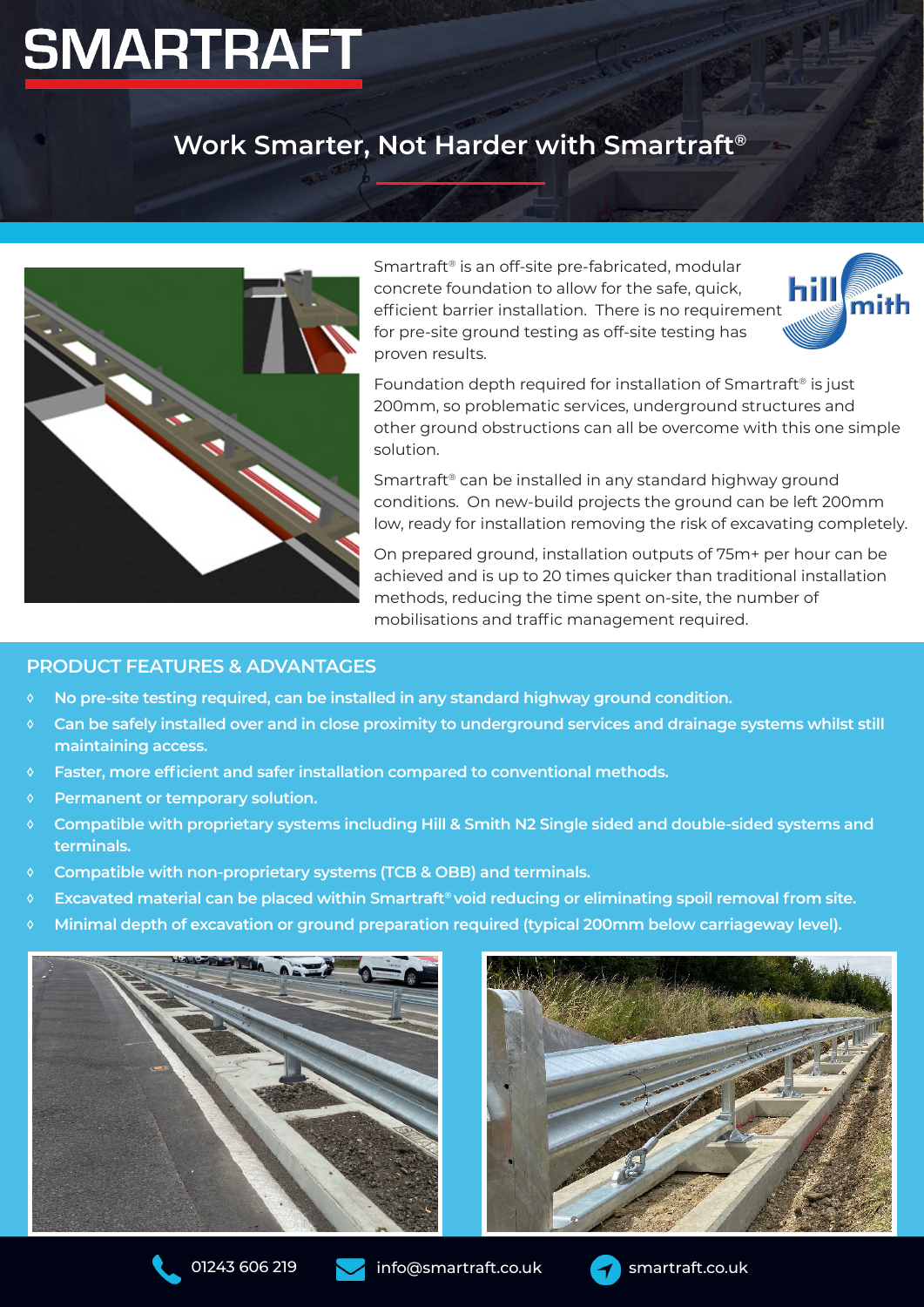# SMARTRAFT

## Work Smarter, Not Harder with Smartraft®

Smartraft® is an off-site pre-fabricated, modular concrete foundation to allow for the safe, quick, efficient barrier installation. There is no requirement for pre-site ground testing as off-site testing has proven results.

Foundation depth required for installation of Smartraft® is just 200mm, so problematic services, underground structures and other ground obstructions can all be overcome with this one simple solution.

Smartraft® can be installed in any standard highway ground conditions. On new-build projects the ground can be left 200mm low, ready for installation removing the risk of excavating completely.

On prepared ground, installation outputs of 75m+ per hour can be achieved and is up to 20 times quicker than traditional installation methods, reducing the time spent on-site, the number of mobilisations and traffic management required.

## PRODUCT FEATURES & ADVANTAGES

- **No pre-site testing required, can be installed in any standard highway ground condition.**
- **Can be safely installed over and in close proximity to underground services and drainage systems whilst still maintaining access.**
- **Faster, more efficient and safer installation compared to conventional methods.**
- **Permanent or temporary solution.**
- **Compatible with proprietary systems including Hill & Smith N2 Single sided and double-sided systems and terminals.**
- **Compatible with non-proprietary systems (TCB & OBB) and terminals.**
- **Excavated material can be placed within Smartraft® void reducing or eliminating spoil removal from site.**
- **Minimal depth of excavation or ground preparation required (typical 200mm below carriageway level).**

01243 606 219 | info@smartraft.co.uk | smartraft.co.uk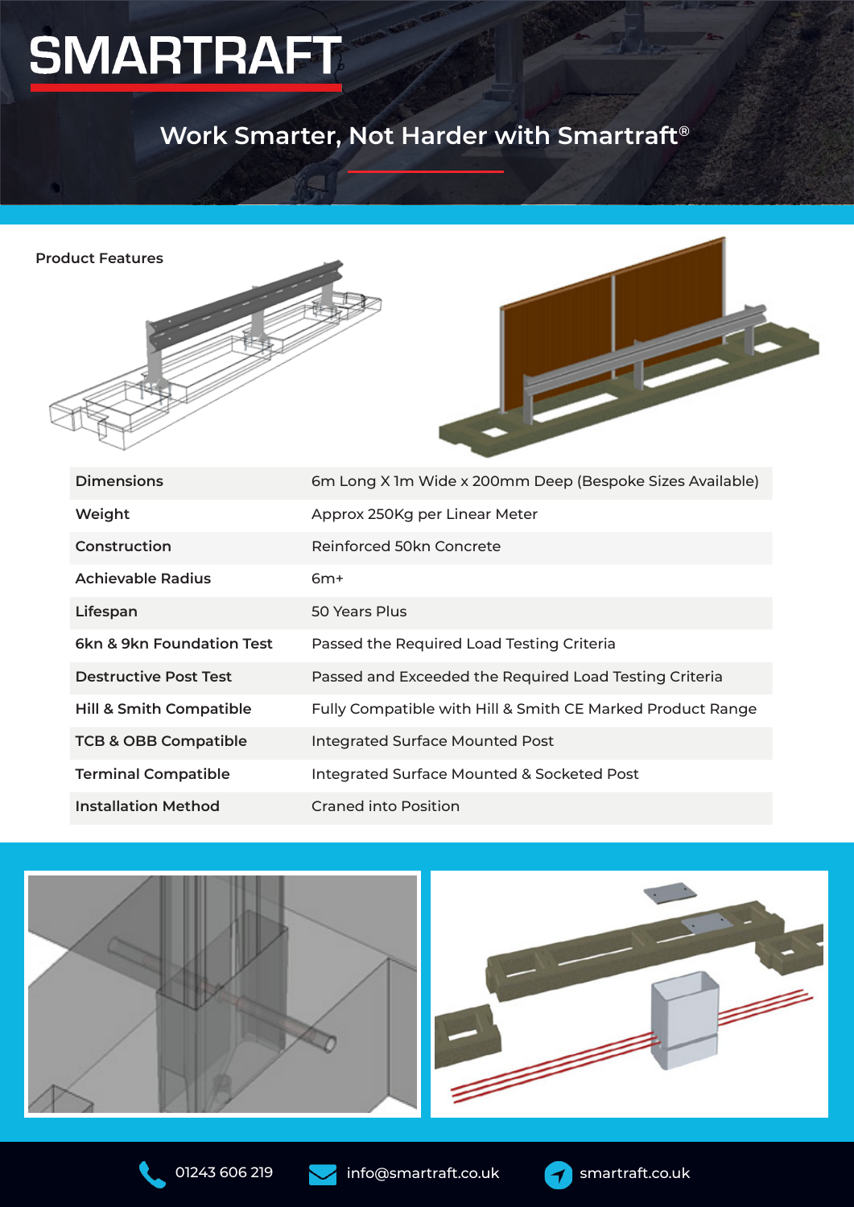# SMARTRAFT

## Work Smarter, Not Harder with Smartraft®

### Product Features

| | |
|---|---|
| **Dimensions** | 6m Long X 1m Wide x 200mm Deep (Bespoke Sizes Available) |
| **Weight** | Approx 250Kg per Linear Meter |
| **Construction** | Reinforced 50kn Concrete |
| **Achievable Radius** | 6m+ |
| **Lifespan** | 50 Years Plus |
| **6kn & 9kn Foundation Test** | Passed the Required Load Testing Criteria |
| **Destructive Post Test** | Passed and Exceeded the Required Load Testing Criteria |
| **Hill & Smith Compatible** | Fully Compatible with Hill & Smith CE Marked Product Range |
| **TCB & OBB Compatible** | Integrated Surface Mounted Post |
| **Terminal Compatible** | Integrated Surface Mounted & Socketed Post |
| **Installation Method** | Craned into Position |

01243 606 219 info@smartraft.co.uk smartraft.co.uk